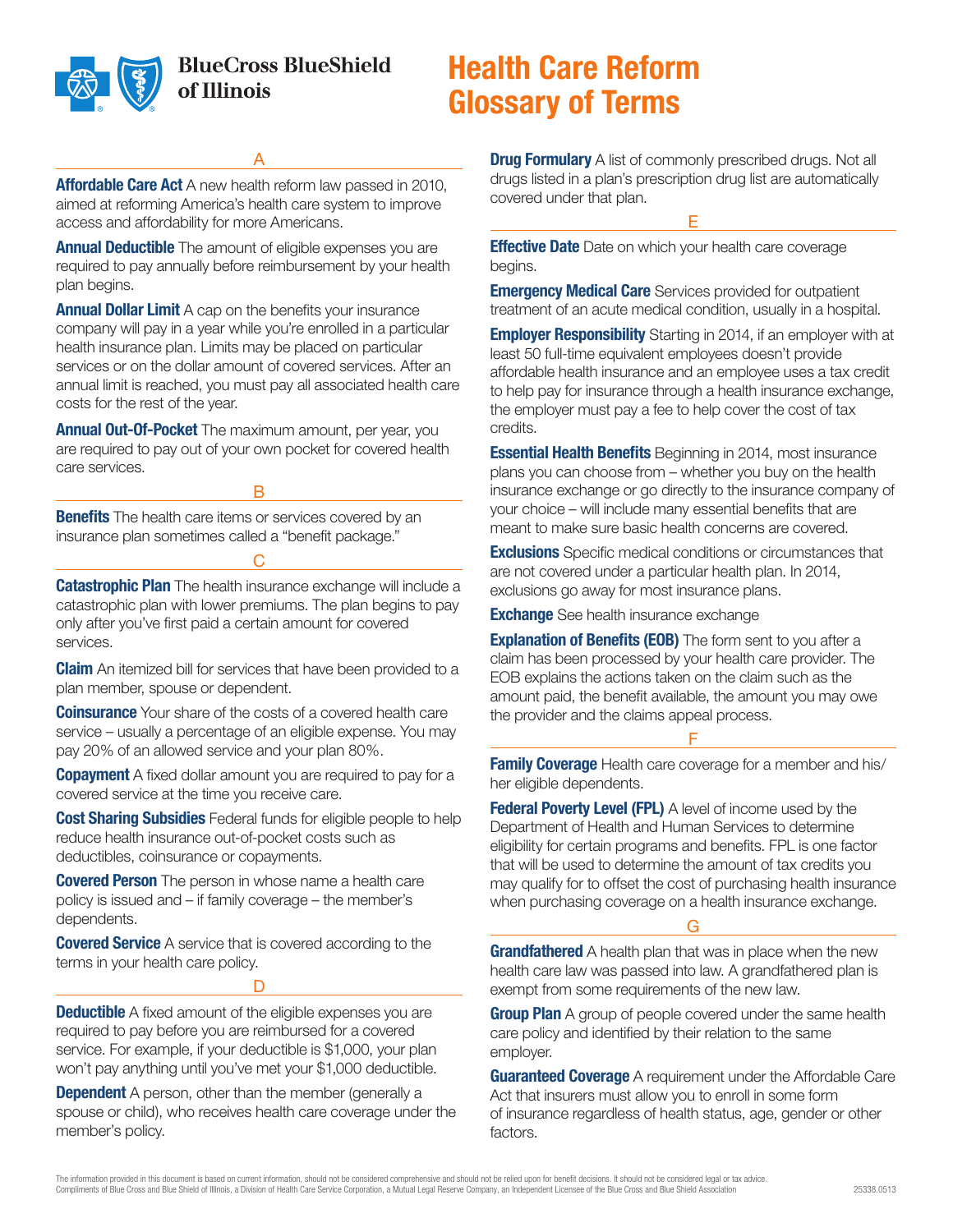BlueCross BlueShield of Illinois

# Health Care Reform Glossary of Terms

## A

**Affordable Care Act** A new health reform law passed in 2010, aimed at reforming America's health care system to improve access and affordability for more Americans.

**Annual Deductible** The amount of eligible expenses you are required to pay annually before reimbursement by your health plan begins.

**Annual Dollar Limit** A cap on the benefits your insurance company will pay in a year while you're enrolled in a particular health insurance plan. Limits may be placed on particular services or on the dollar amount of covered services. After an annual limit is reached, you must pay all associated health care costs for the rest of the year.

**Annual Out-Of-Pocket** The maximum amount, per year, you are required to pay out of your own pocket for covered health care services.

## B

**Benefits** The health care items or services covered by an insurance plan sometimes called a "benefit package."

## C

**Catastrophic Plan** The health insurance exchange will include a catastrophic plan with lower premiums. The plan begins to pay only after you've first paid a certain amount for covered services.

**Claim** An itemized bill for services that have been provided to a plan member, spouse or dependent.

**Coinsurance** Your share of the costs of a covered health care service – usually a percentage of an eligible expense. You may pay 20% of an allowed service and your plan 80%.

**Copayment** A fixed dollar amount you are required to pay for a covered service at the time you receive care.

**Cost Sharing Subsidies** Federal funds for eligible people to help reduce health insurance out-of-pocket costs such as deductibles, coinsurance or copayments.

**Covered Person** The person in whose name a health care policy is issued and – if family coverage – the member's dependents.

**Covered Service** A service that is covered according to the terms in your health care policy.

## D

**Deductible** A fixed amount of the eligible expenses you are required to pay before you are reimbursed for a covered service. For example, if your deductible is $1,000, your plan won't pay anything until you've met your $1,000 deductible.

**Dependent** A person, other than the member (generally a spouse or child), who receives health care coverage under the member's policy.

**Drug Formulary** A list of commonly prescribed drugs. Not all drugs listed in a plan's prescription drug list are automatically covered under that plan.

## E

**Effective Date** Date on which your health care coverage begins.

**Emergency Medical Care** Services provided for outpatient treatment of an acute medical condition, usually in a hospital.

**Employer Responsibility** Starting in 2014, if an employer with at least 50 full-time equivalent employees doesn't provide affordable health insurance and an employee uses a tax credit to help pay for insurance through a health insurance exchange, the employer must pay a fee to help cover the cost of tax credits.

**Essential Health Benefits** Beginning in 2014, most insurance plans you can choose from – whether you buy on the health insurance exchange or go directly to the insurance company of your choice – will include many essential benefits that are meant to make sure basic health concerns are covered.

**Exclusions** Specific medical conditions or circumstances that are not covered under a particular health plan. In 2014, exclusions go away for most insurance plans.

**Exchange** See health insurance exchange

**Explanation of Benefits (EOB)** The form sent to you after a claim has been processed by your health care provider. The EOB explains the actions taken on the claim such as the amount paid, the benefit available, the amount you may owe the provider and the claims appeal process.

## F

**Family Coverage** Health care coverage for a member and his/her eligible dependents.

**Federal Poverty Level (FPL)** A level of income used by the Department of Health and Human Services to determine eligibility for certain programs and benefits. FPL is one factor that will be used to determine the amount of tax credits you may qualify for to offset the cost of purchasing health insurance when purchasing coverage on a health insurance exchange.

## G

**Grandfathered** A health plan that was in place when the new health care law was passed into law. A grandfathered plan is exempt from some requirements of the new law.

**Group Plan** A group of people covered under the same health care policy and identified by their relation to the same employer.

**Guaranteed Coverage** A requirement under the Affordable Care Act that insurers must allow you to enroll in some form of insurance regardless of health status, age, gender or other factors.

The information provided in this document is based on current information, should not be considered comprehensive and should not be relied upon for benefit decisions. It should not be considered legal or tax advice.
Compliments of Blue Cross and Blue Shield of Illinois, a Division of Health Care Service Corporation, a Mutual Legal Reserve Company, an Independent Licensee of the Blue Cross and Blue Shield Association

25338.0513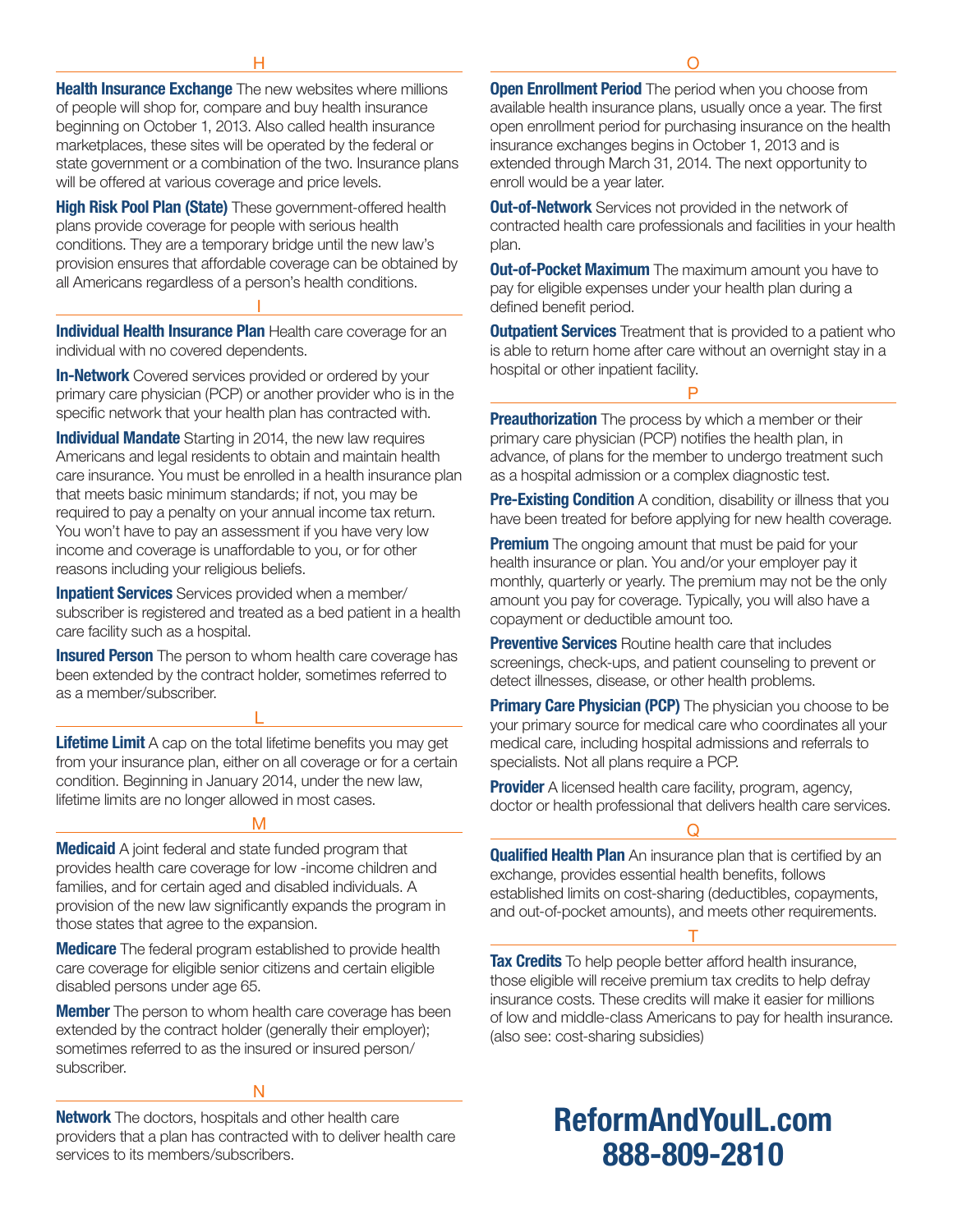## H

**Health Insurance Exchange** The new websites where millions of people will shop for, compare and buy health insurance beginning on October 1, 2013. Also called health insurance marketplaces, these sites will be operated by the federal or state government or a combination of the two. Insurance plans will be offered at various coverage and price levels.

**High Risk Pool Plan (State)** These government-offered health plans provide coverage for people with serious health conditions. They are a temporary bridge until the new law's provision ensures that affordable coverage can be obtained by all Americans regardless of a person's health conditions.

## I

**Individual Health Insurance Plan** Health care coverage for an individual with no covered dependents.

**In-Network** Covered services provided or ordered by your primary care physician (PCP) or another provider who is in the specific network that your health plan has contracted with.

**Individual Mandate** Starting in 2014, the new law requires Americans and legal residents to obtain and maintain health care insurance. You must be enrolled in a health insurance plan that meets basic minimum standards; if not, you may be required to pay a penalty on your annual income tax return. You won't have to pay an assessment if you have very low income and coverage is unaffordable to you, or for other reasons including your religious beliefs.

**Inpatient Services** Services provided when a member/ subscriber is registered and treated as a bed patient in a health care facility such as a hospital.

**Insured Person** The person to whom health care coverage has been extended by the contract holder, sometimes referred to as a member/subscriber.

## L

**Lifetime Limit** A cap on the total lifetime benefits you may get from your insurance plan, either on all coverage or for a certain condition. Beginning in January 2014, under the new law, lifetime limits are no longer allowed in most cases.

## M

**Medicaid** A joint federal and state funded program that provides health care coverage for low -income children and families, and for certain aged and disabled individuals. A provision of the new law significantly expands the program in those states that agree to the expansion.

**Medicare** The federal program established to provide health care coverage for eligible senior citizens and certain eligible disabled persons under age 65.

**Member** The person to whom health care coverage has been extended by the contract holder (generally their employer); sometimes referred to as the insured or insured person/ subscriber.

## N

**Network** The doctors, hospitals and other health care providers that a plan has contracted with to deliver health care services to its members/subscribers.

## O

**Open Enrollment Period** The period when you choose from available health insurance plans, usually once a year. The first open enrollment period for purchasing insurance on the health insurance exchanges begins in October 1, 2013 and is extended through March 31, 2014. The next opportunity to enroll would be a year later.

**Out-of-Network** Services not provided in the network of contracted health care professionals and facilities in your health plan.

**Out-of-Pocket Maximum** The maximum amount you have to pay for eligible expenses under your health plan during a defined benefit period.

**Outpatient Services** Treatment that is provided to a patient who is able to return home after care without an overnight stay in a hospital or other inpatient facility.

## P

**Preauthorization** The process by which a member or their primary care physician (PCP) notifies the health plan, in advance, of plans for the member to undergo treatment such as a hospital admission or a complex diagnostic test.

**Pre-Existing Condition** A condition, disability or illness that you have been treated for before applying for new health coverage.

**Premium** The ongoing amount that must be paid for your health insurance or plan. You and/or your employer pay it monthly, quarterly or yearly. The premium may not be the only amount you pay for coverage. Typically, you will also have a copayment or deductible amount too.

**Preventive Services** Routine health care that includes screenings, check-ups, and patient counseling to prevent or detect illnesses, disease, or other health problems.

**Primary Care Physician (PCP)** The physician you choose to be your primary source for medical care who coordinates all your medical care, including hospital admissions and referrals to specialists. Not all plans require a PCP.

**Provider** A licensed health care facility, program, agency, doctor or health professional that delivers health care services.

## Q

**Qualified Health Plan** An insurance plan that is certified by an exchange, provides essential health benefits, follows established limits on cost-sharing (deductibles, copayments, and out-of-pocket amounts), and meets other requirements.

## T

**Tax Credits** To help people better afford health insurance, those eligible will receive premium tax credits to help defray insurance costs. These credits will make it easier for millions of low and middle-class Americans to pay for health insurance. (also see: cost-sharing subsidies)

**ReformAndYouIL.com**
**888-809-2810**